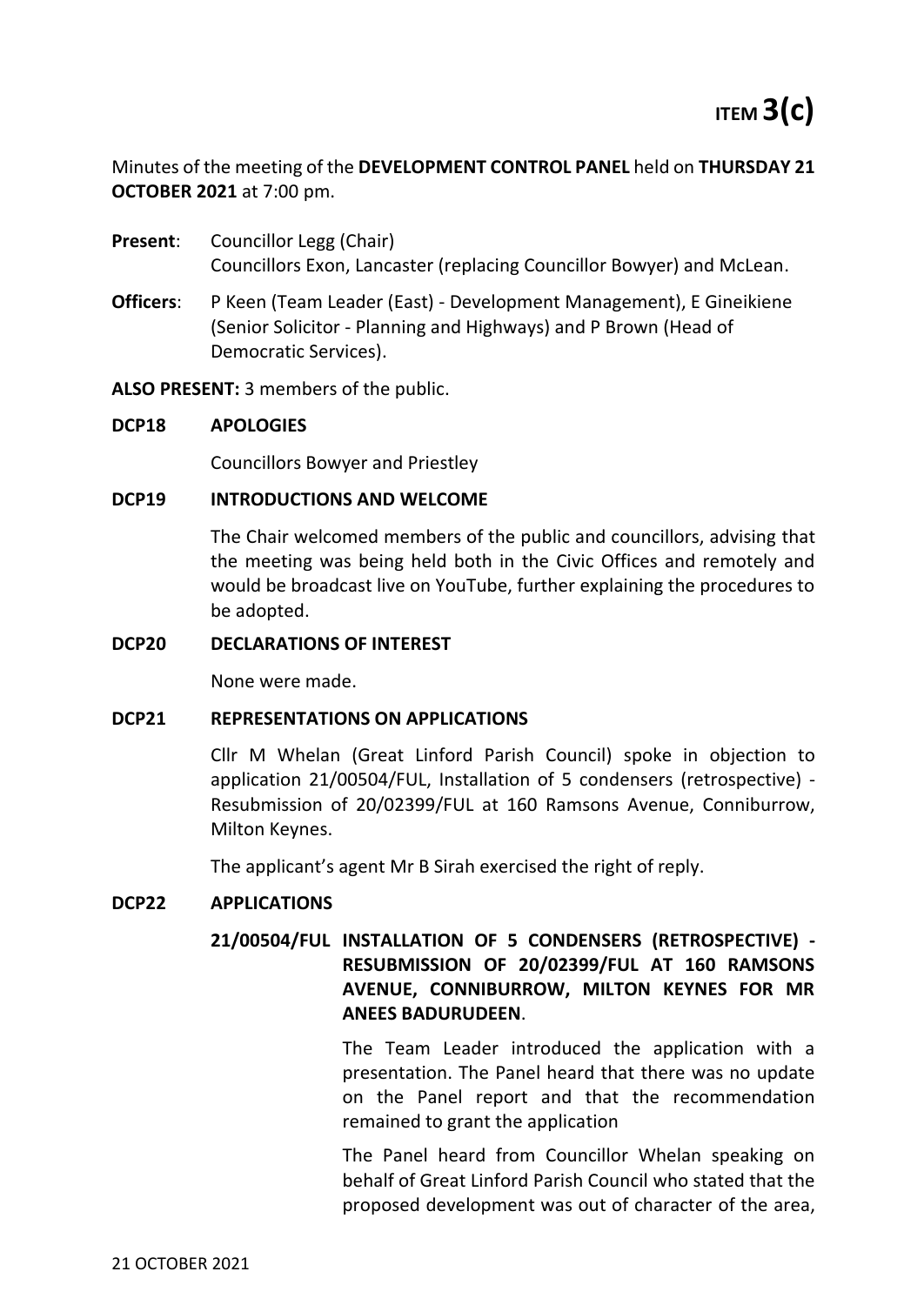**ITEM 3(c)**

Minutes of the meeting of the **DEVELOPMENT CONTROL PANEL** held on **THURSDAY 21 OCTOBER 2021** at 7:00 pm.

**Present**: Councillor Legg (Chair)
Councillors Exon, Lancaster (replacing Councillor Bowyer) and McLean.

**Officers**: P Keen (Team Leader (East) - Development Management), E Gineikiene (Senior Solicitor - Planning and Highways) and P Brown (Head of Democratic Services).

**ALSO PRESENT:** 3 members of the public.

**DCP18 APOLOGIES**

Councillors Bowyer and Priestley

**DCP19 INTRODUCTIONS AND WELCOME**

The Chair welcomed members of the public and councillors, advising that the meeting was being held both in the Civic Offices and remotely and would be broadcast live on YouTube, further explaining the procedures to be adopted.

**DCP20 DECLARATIONS OF INTEREST**

None were made.

**DCP21 REPRESENTATIONS ON APPLICATIONS**

Cllr M Whelan (Great Linford Parish Council) spoke in objection to application 21/00504/FUL, Installation of 5 condensers (retrospective) - Resubmission of 20/02399/FUL at 160 Ramsons Avenue, Conniburrow, Milton Keynes.

The applicant's agent Mr B Sirah exercised the right of reply.

**DCP22 APPLICATIONS**

**21/00504/FUL INSTALLATION OF 5 CONDENSERS (RETROSPECTIVE) - RESUBMISSION OF 20/02399/FUL AT 160 RAMSONS AVENUE, CONNIBURROW, MILTON KEYNES FOR MR ANEES BADURUDEEN**.

The Team Leader introduced the application with a presentation. The Panel heard that there was no update on the Panel report and that the recommendation remained to grant the application

The Panel heard from Councillor Whelan speaking on behalf of Great Linford Parish Council who stated that the proposed development was out of character of the area,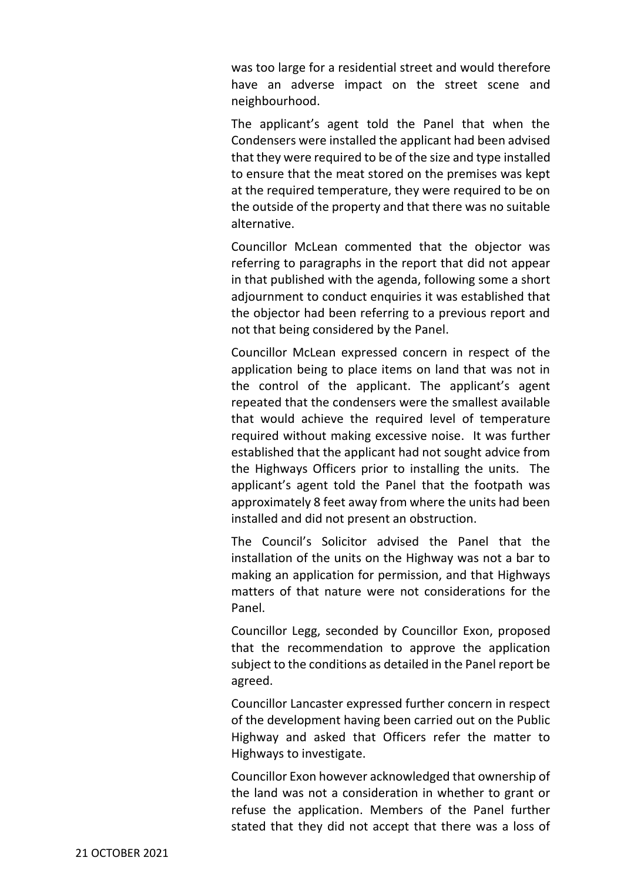was too large for a residential street and would therefore have an adverse impact on the street scene and neighbourhood.

The applicant's agent told the Panel that when the Condensers were installed the applicant had been advised that they were required to be of the size and type installed to ensure that the meat stored on the premises was kept at the required temperature, they were required to be on the outside of the property and that there was no suitable alternative.

Councillor McLean commented that the objector was referring to paragraphs in the report that did not appear in that published with the agenda, following some a short adjournment to conduct enquiries it was established that the objector had been referring to a previous report and not that being considered by the Panel.

Councillor McLean expressed concern in respect of the application being to place items on land that was not in the control of the applicant. The applicant's agent repeated that the condensers were the smallest available that would achieve the required level of temperature required without making excessive noise. It was further established that the applicant had not sought advice from the Highways Officers prior to installing the units. The applicant's agent told the Panel that the footpath was approximately 8 feet away from where the units had been installed and did not present an obstruction.

The Council's Solicitor advised the Panel that the installation of the units on the Highway was not a bar to making an application for permission, and that Highways matters of that nature were not considerations for the Panel.

Councillor Legg, seconded by Councillor Exon, proposed that the recommendation to approve the application subject to the conditions as detailed in the Panel report be agreed.

Councillor Lancaster expressed further concern in respect of the development having been carried out on the Public Highway and asked that Officers refer the matter to Highways to investigate.

Councillor Exon however acknowledged that ownership of the land was not a consideration in whether to grant or refuse the application. Members of the Panel further stated that they did not accept that there was a loss of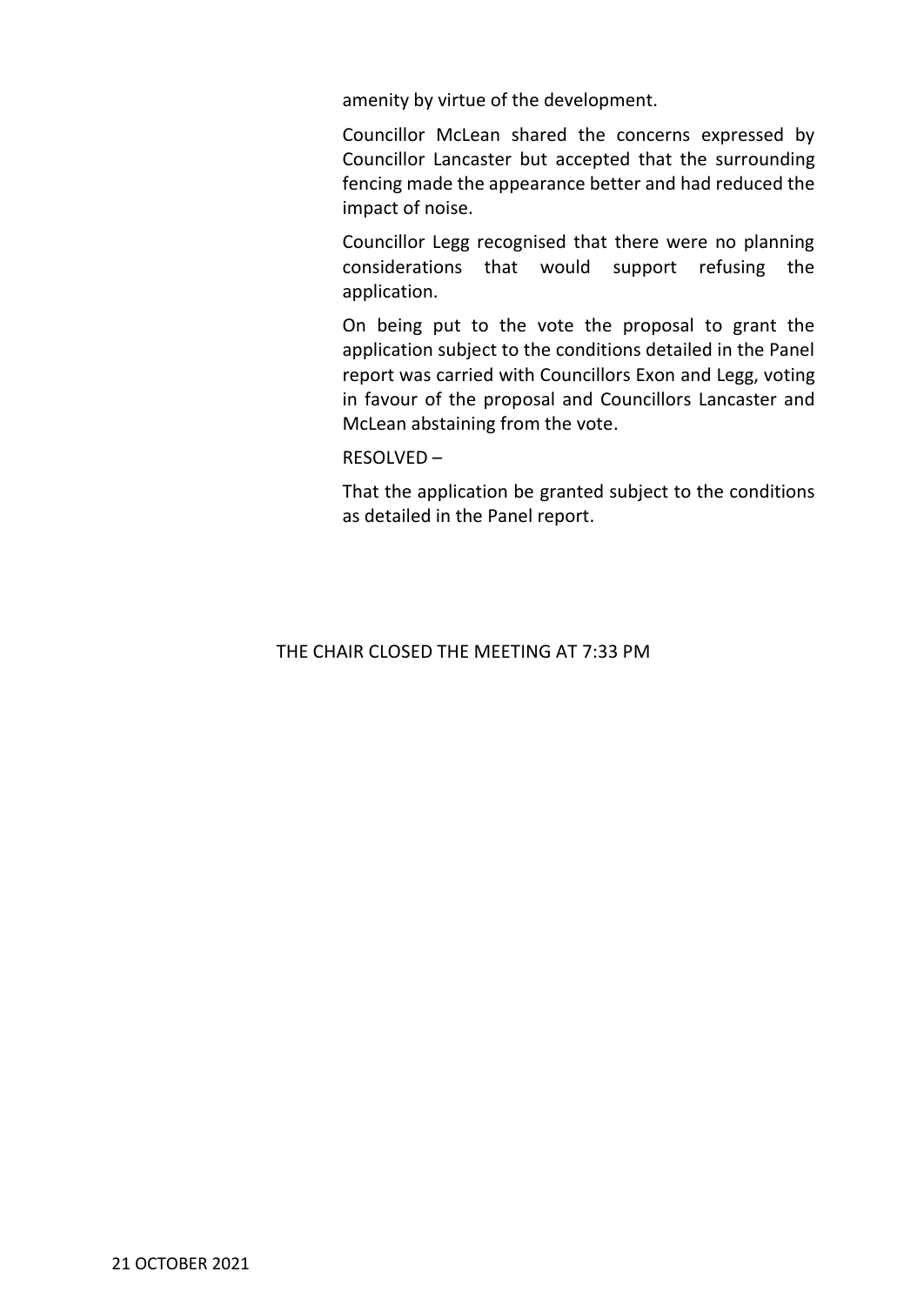amenity by virtue of the development.

Councillor McLean shared the concerns expressed by Councillor Lancaster but accepted that the surrounding fencing made the appearance better and had reduced the impact of noise.

Councillor Legg recognised that there were no planning considerations that would support refusing the application.

On being put to the vote the proposal to grant the application subject to the conditions detailed in the Panel report was carried with Councillors Exon and Legg, voting in favour of the proposal and Councillors Lancaster and McLean abstaining from the vote.

RESOLVED –

That the application be granted subject to the conditions as detailed in the Panel report.

THE CHAIR CLOSED THE MEETING AT 7:33 PM

21 OCTOBER 2021